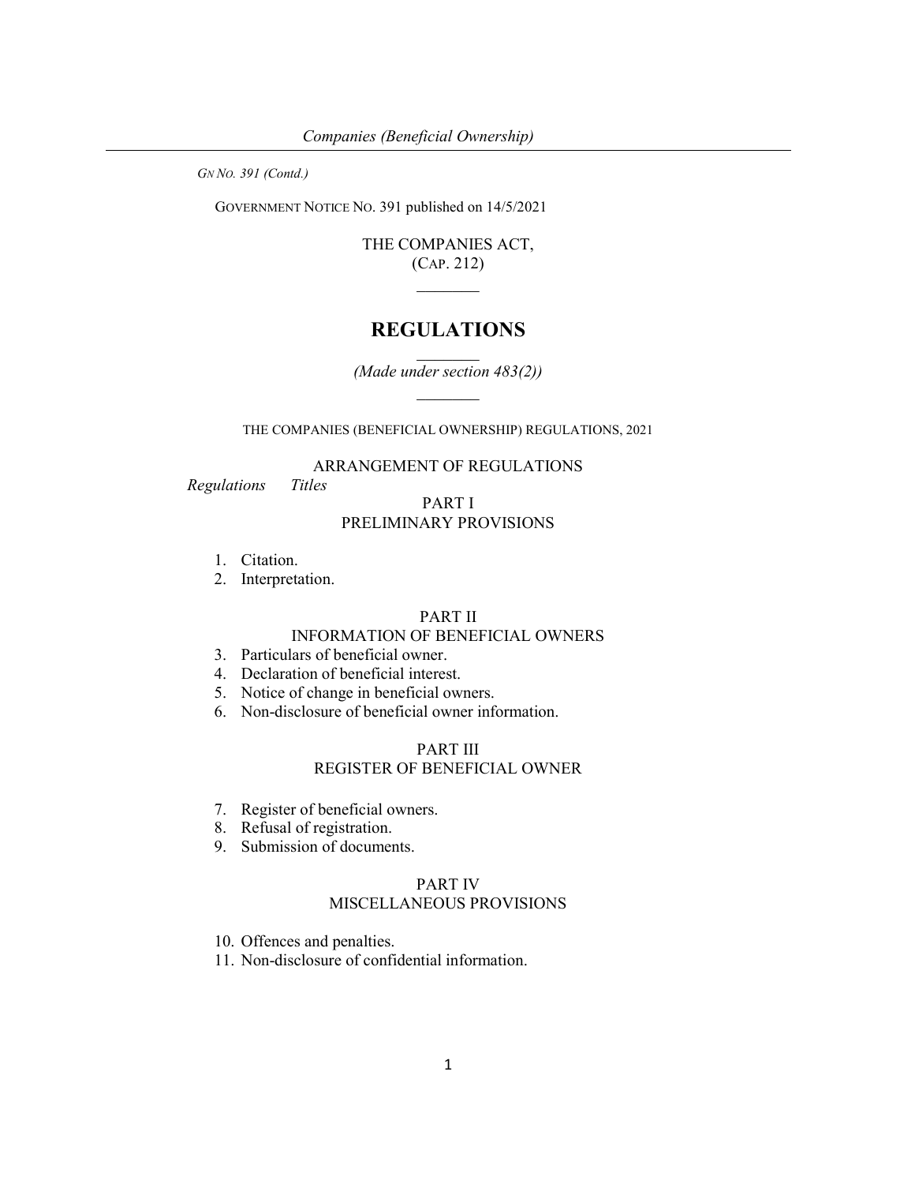*GN No. 391 (Contd.)*

GOVERNMENT NOTICE NO. 391 published on 14/5/2021

THE COMPANIES ACT,
(CAP. 212)

# REGULATIONS

*(Made under section 483(2))*

THE COMPANIES (BENEFICIAL OWNERSHIP) REGULATIONS, 2021

ARRANGEMENT OF REGULATIONS

*Regulations* *Titles*

PART I
PRELIMINARY PROVISIONS

1. Citation.
2. Interpretation.

PART II
INFORMATION OF BENEFICIAL OWNERS

3. Particulars of beneficial owner.
4. Declaration of beneficial interest.
5. Notice of change in beneficial owners.
6. Non-disclosure of beneficial owner information.

PART III
REGISTER OF BENEFICIAL OWNER

7. Register of beneficial owners.
8. Refusal of registration.
9. Submission of documents.

PART IV
MISCELLANEOUS PROVISIONS

10. Offences and penalties.
11. Non-disclosure of confidential information.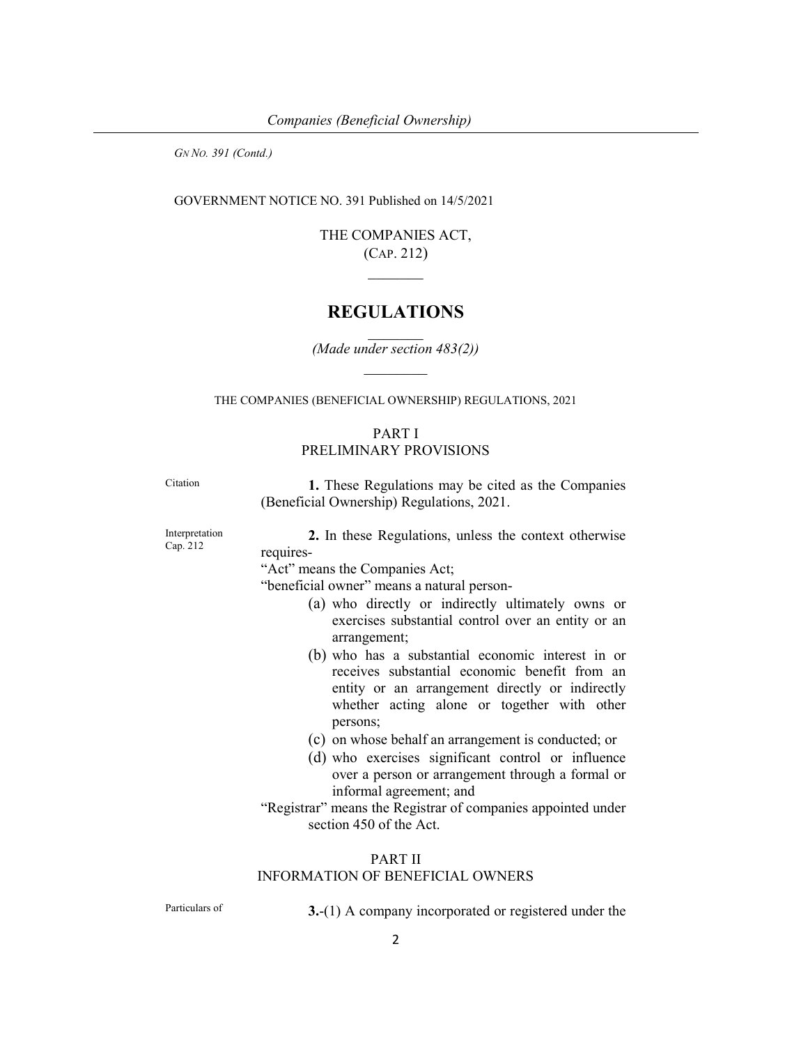GN NO. 391 (Contd.)

GOVERNMENT NOTICE NO. 391 Published on 14/5/2021

THE COMPANIES ACT,
(CAP. 212)

# REGULATIONS

*(Made under section 483(2))*

THE COMPANIES (BENEFICIAL OWNERSHIP) REGULATIONS, 2021

## PART I
## PRELIMINARY PROVISIONS

Citation

**1.** These Regulations may be cited as the Companies (Beneficial Ownership) Regulations, 2021.

Interpretation
Cap. 212

**2.** In these Regulations, unless the context otherwise requires-

"Act" means the Companies Act;

"beneficial owner" means a natural person-

(a) who directly or indirectly ultimately owns or exercises substantial control over an entity or an arrangement;

(b) who has a substantial economic interest in or receives substantial economic benefit from an entity or an arrangement directly or indirectly whether acting alone or together with other persons;

(c) on whose behalf an arrangement is conducted; or

(d) who exercises significant control or influence over a person or arrangement through a formal or informal agreement; and

"Registrar" means the Registrar of companies appointed under section 450 of the Act.

## PART II
## INFORMATION OF BENEFICIAL OWNERS

Particulars of

**3.**-(1) A company incorporated or registered under the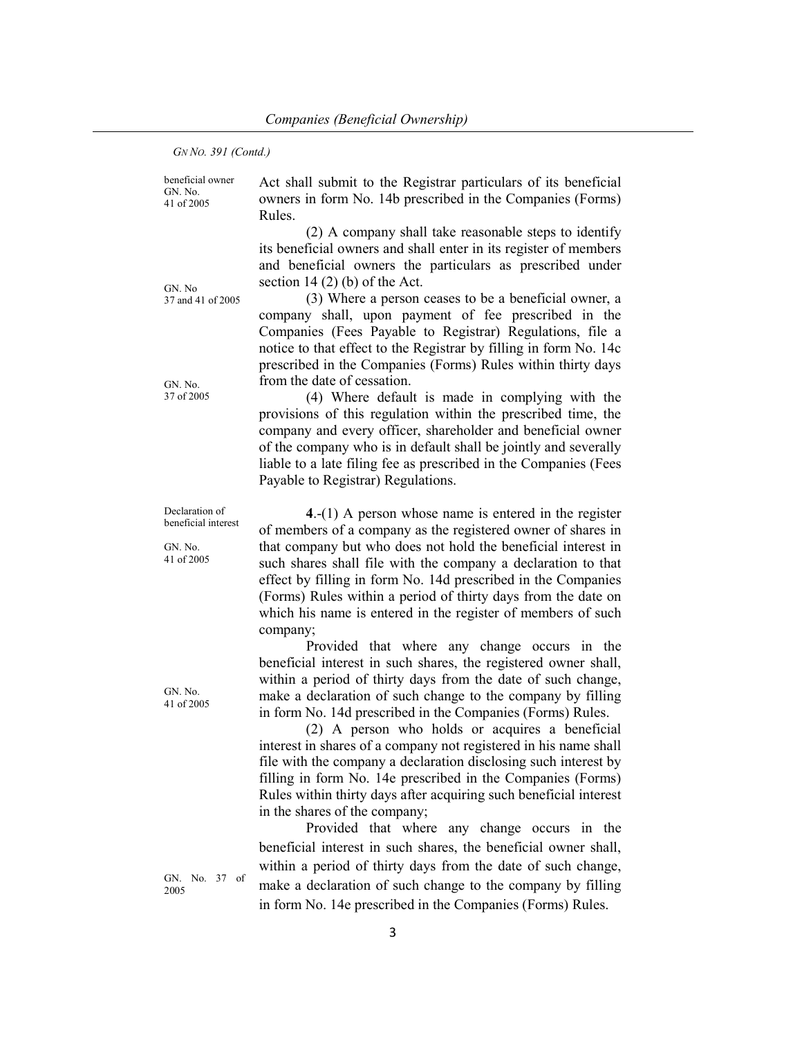*GN NO. 391 (Contd.)*

beneficial owner
GN. No.
41 of 2005

Act shall submit to the Registrar particulars of its beneficial owners in form No. 14b prescribed in the Companies (Forms) Rules.

(2) A company shall take reasonable steps to identify its beneficial owners and shall enter in its register of members and beneficial owners the particulars as prescribed under section 14 (2) (b) of the Act.

GN. No
37 and 41 of 2005

(3) Where a person ceases to be a beneficial owner, a company shall, upon payment of fee prescribed in the Companies (Fees Payable to Registrar) Regulations, file a notice to that effect to the Registrar by filling in form No. 14c prescribed in the Companies (Forms) Rules within thirty days from the date of cessation.

GN. No.
37 of 2005

(4) Where default is made in complying with the provisions of this regulation within the prescribed time, the company and every officer, shareholder and beneficial owner of the company who is in default shall be jointly and severally liable to a late filing fee as prescribed in the Companies (Fees Payable to Registrar) Regulations.

Declaration of beneficial interest

GN. No.
41 of 2005

**4**.-(1) A person whose name is entered in the register of members of a company as the registered owner of shares in that company but who does not hold the beneficial interest in such shares shall file with the company a declaration to that effect by filling in form No. 14d prescribed in the Companies (Forms) Rules within a period of thirty days from the date on which his name is entered in the register of members of such company;

GN. No.
41 of 2005

Provided that where any change occurs in the beneficial interest in such shares, the registered owner shall, within a period of thirty days from the date of such change, make a declaration of such change to the company by filling in form No. 14d prescribed in the Companies (Forms) Rules.

(2) A person who holds or acquires a beneficial interest in shares of a company not registered in his name shall file with the company a declaration disclosing such interest by filling in form No. 14e prescribed in the Companies (Forms) Rules within thirty days after acquiring such beneficial interest in the shares of the company;

GN. No. 37 of 2005

Provided that where any change occurs in the beneficial interest in such shares, the beneficial owner shall, within a period of thirty days from the date of such change, make a declaration of such change to the company by filling in form No. 14e prescribed in the Companies (Forms) Rules.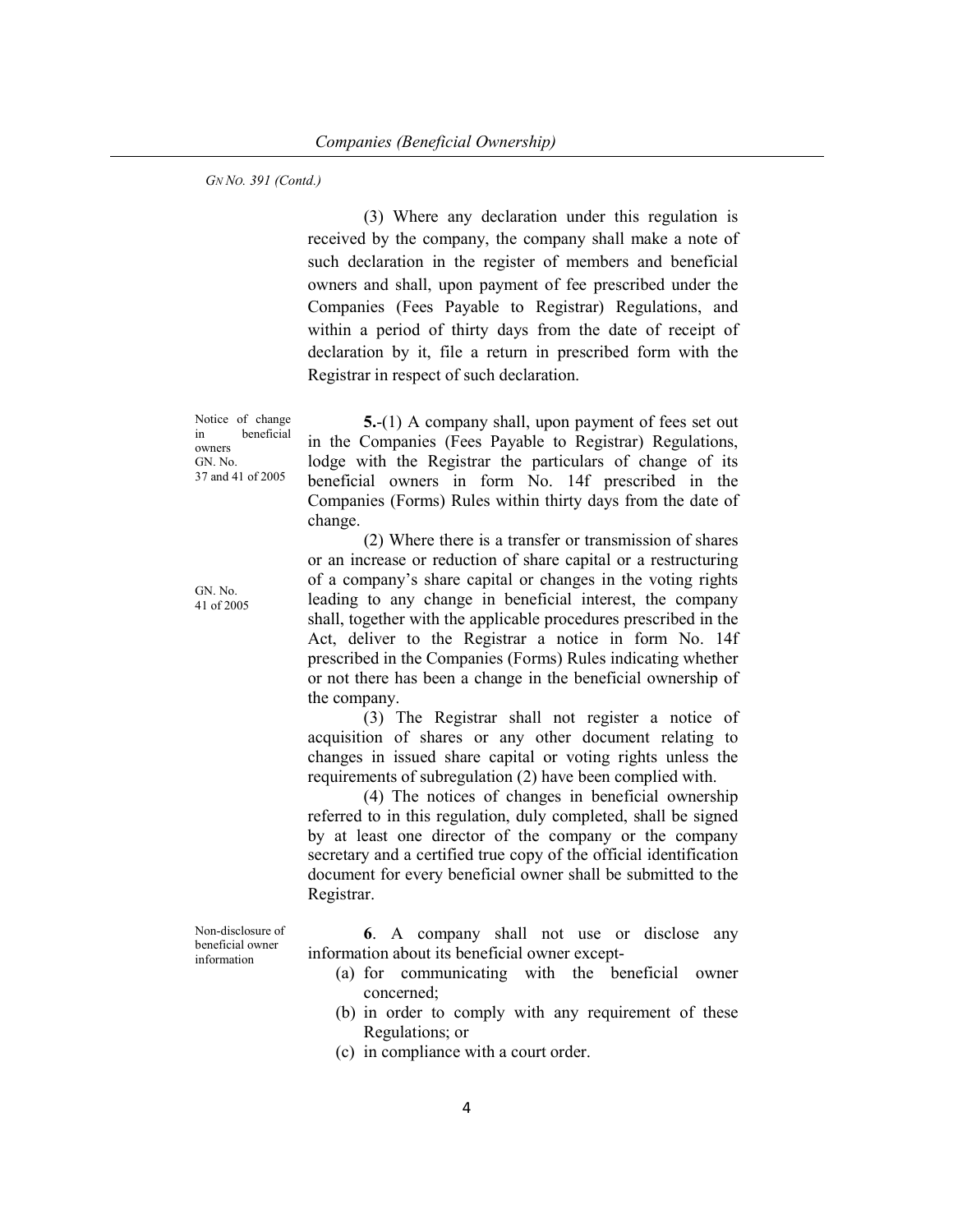*GN NO. 391 (Contd.)*

(3) Where any declaration under this regulation is received by the company, the company shall make a note of such declaration in the register of members and beneficial owners and shall, upon payment of fee prescribed under the Companies (Fees Payable to Registrar) Regulations, and within a period of thirty days from the date of receipt of declaration by it, file a return in prescribed form with the Registrar in respect of such declaration.

Notice of change in beneficial owners
GN. No. 37 and 41 of 2005

**5.**-(1) A company shall, upon payment of fees set out in the Companies (Fees Payable to Registrar) Regulations, lodge with the Registrar the particulars of change of its beneficial owners in form No. 14f prescribed in the Companies (Forms) Rules within thirty days from the date of change.

GN. No. 41 of 2005

(2) Where there is a transfer or transmission of shares or an increase or reduction of share capital or a restructuring of a company's share capital or changes in the voting rights leading to any change in beneficial interest, the company shall, together with the applicable procedures prescribed in the Act, deliver to the Registrar a notice in form No. 14f prescribed in the Companies (Forms) Rules indicating whether or not there has been a change in the beneficial ownership of the company.

(3) The Registrar shall not register a notice of acquisition of shares or any other document relating to changes in issued share capital or voting rights unless the requirements of subregulation (2) have been complied with.

(4) The notices of changes in beneficial ownership referred to in this regulation, duly completed, shall be signed by at least one director of the company or the company secretary and a certified true copy of the official identification document for every beneficial owner shall be submitted to the Registrar.

Non-disclosure of beneficial owner information

**6**. A company shall not use or disclose any information about its beneficial owner except-

(a) for communicating with the beneficial owner concerned;
(b) in order to comply with any requirement of these Regulations; or
(c) in compliance with a court order.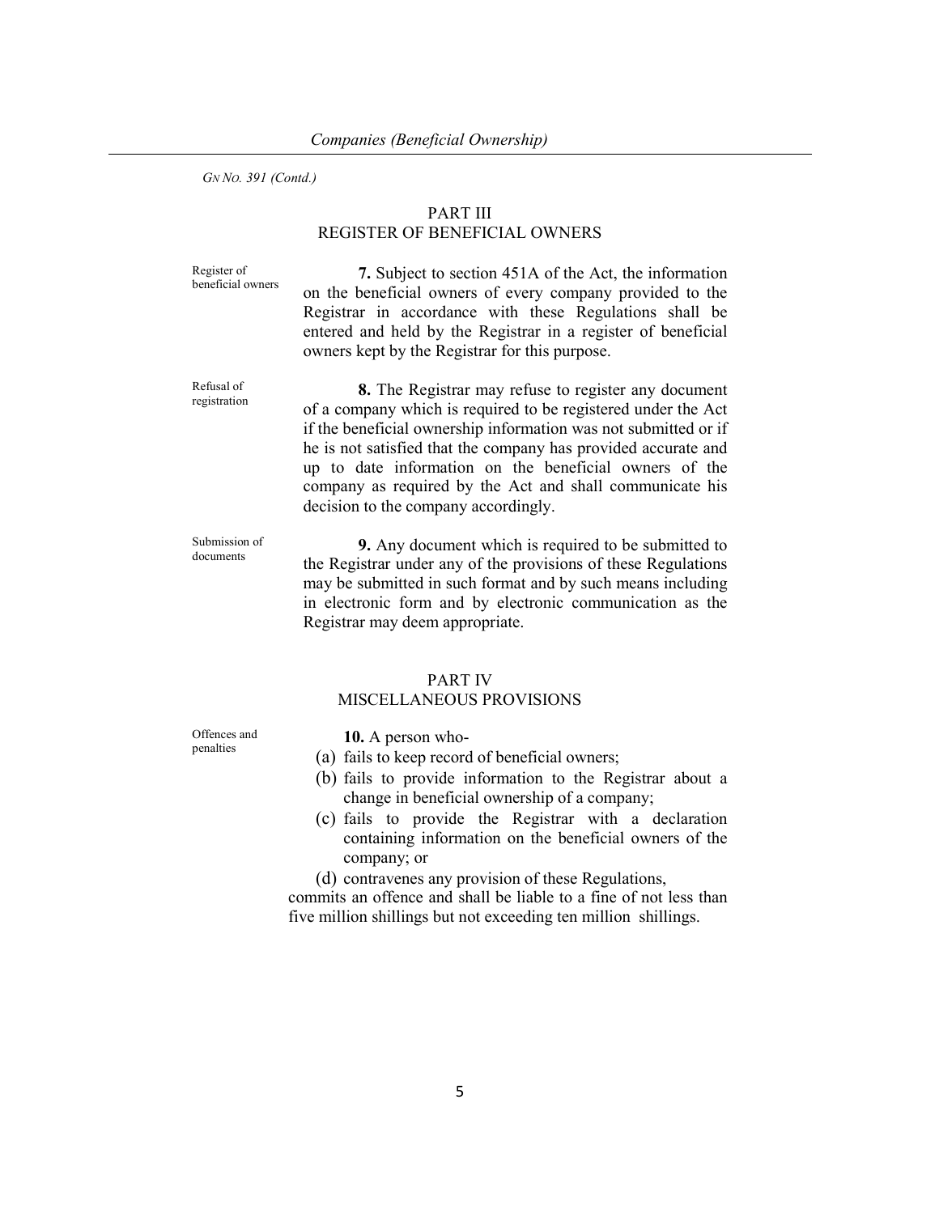*GN No. 391 (Contd.)*

## PART III
## REGISTER OF BENEFICIAL OWNERS

Register of beneficial owners

**7.** Subject to section 451A of the Act, the information on the beneficial owners of every company provided to the Registrar in accordance with these Regulations shall be entered and held by the Registrar in a register of beneficial owners kept by the Registrar for this purpose.

Refusal of registration

**8.** The Registrar may refuse to register any document of a company which is required to be registered under the Act if the beneficial ownership information was not submitted or if he is not satisfied that the company has provided accurate and up to date information on the beneficial owners of the company as required by the Act and shall communicate his decision to the company accordingly.

Submission of documents

**9.** Any document which is required to be submitted to the Registrar under any of the provisions of these Regulations may be submitted in such format and by such means including in electronic form and by electronic communication as the Registrar may deem appropriate.

## PART IV
## MISCELLANEOUS PROVISIONS

Offences and penalties

**10.** A person who-

(a) fails to keep record of beneficial owners;

(b) fails to provide information to the Registrar about a change in beneficial ownership of a company;

(c) fails to provide the Registrar with a declaration containing information on the beneficial owners of the company; or

(d) contravenes any provision of these Regulations,

commits an offence and shall be liable to a fine of not less than five million shillings but not exceeding ten million shillings.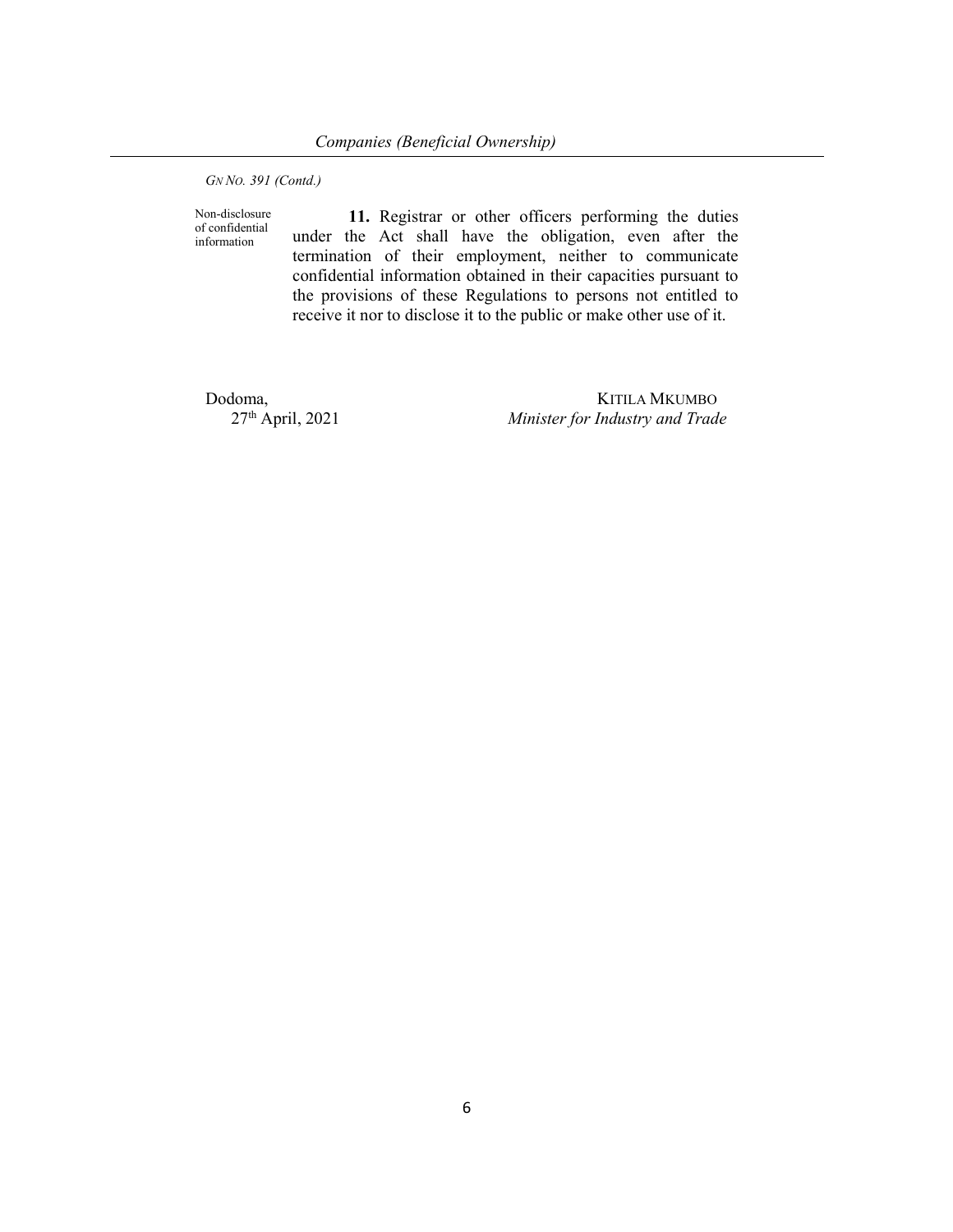*GN NO. 391 (Contd.)*

Non-disclosure of confidential information

**11.** Registrar or other officers performing the duties under the Act shall have the obligation, even after the termination of their employment, neither to communicate confidential information obtained in their capacities pursuant to the provisions of these Regulations to persons not entitled to receive it nor to disclose it to the public or make other use of it.

Dodoma,
27th April, 2021

KITILA MKUMBO
*Minister for Industry and Trade*